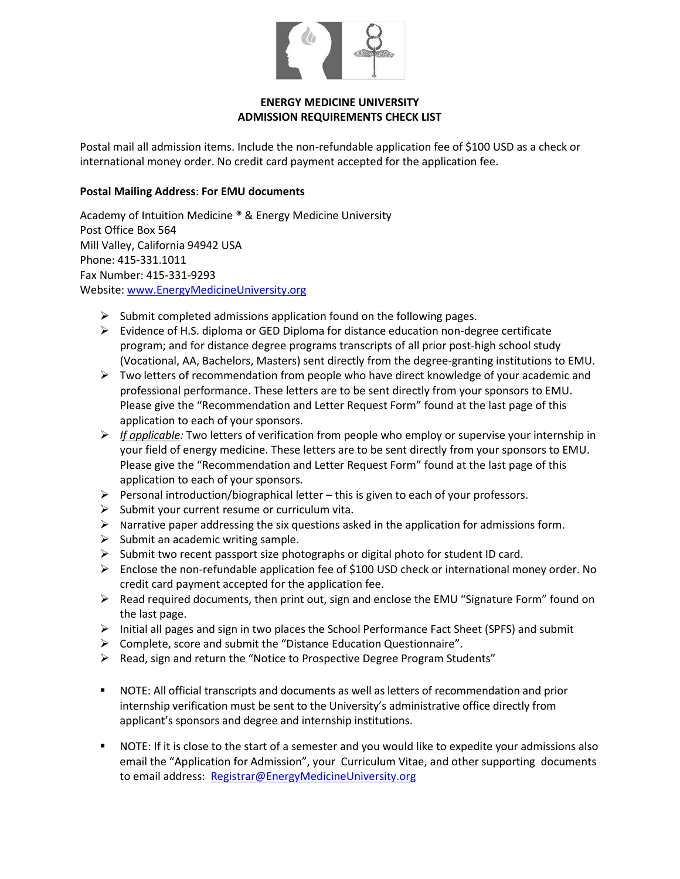# ENERGY MEDICINE UNIVERSITY
## ADMISSION REQUIREMENTS CHECK LIST

Postal mail all admission items. Include the non-refundable application fee of $100 USD as a check or international money order. No credit card payment accepted for the application fee.

**Postal Mailing Address**: **For EMU documents**

Academy of Intuition Medicine ® & Energy Medicine University
Post Office Box 564
Mill Valley, California 94942 USA
Phone: 415-331.1011
Fax Number: 415-331-9293
Website: [www.EnergyMedicineUniversity.org](http://www.EnergyMedicineUniversity.org)

- Submit completed admissions application found on the following pages.
- Evidence of H.S. diploma or GED Diploma for distance education non-degree certificate program; and for distance degree programs transcripts of all prior post-high school study (Vocational, AA, Bachelors, Masters) sent directly from the degree-granting institutions to EMU.
- Two letters of recommendation from people who have direct knowledge of your academic and professional performance. These letters are to be sent directly from your sponsors to EMU. Please give the "Recommendation and Letter Request Form" found at the last page of this application to each of your sponsors.
- *If applicable:* Two letters of verification from people who employ or supervise your internship in your field of energy medicine. These letters are to be sent directly from your sponsors to EMU. Please give the "Recommendation and Letter Request Form" found at the last page of this application to each of your sponsors.
- Personal introduction/biographical letter – this is given to each of your professors.
- Submit your current resume or curriculum vita.
- Narrative paper addressing the six questions asked in the application for admissions form.
- Submit an academic writing sample.
- Submit two recent passport size photographs or digital photo for student ID card.
- Enclose the non-refundable application fee of $100 USD check or international money order. No credit card payment accepted for the application fee.
- Read required documents, then print out, sign and enclose the EMU "Signature Form" found on the last page.
- Initial all pages and sign in two places the School Performance Fact Sheet (SPFS) and submit
- Complete, score and submit the "Distance Education Questionnaire".
- Read, sign and return the "Notice to Prospective Degree Program Students"

- NOTE: All official transcripts and documents as well as letters of recommendation and prior internship verification must be sent to the University's administrative office directly from applicant's sponsors and degree and internship institutions.

- NOTE: If it is close to the start of a semester and you would like to expedite your admissions also email the "Application for Admission", your Curriculum Vitae, and other supporting documents to email address: [Registrar@EnergyMedicineUniversity.org](mailto:Registrar@EnergyMedicineUniversity.org)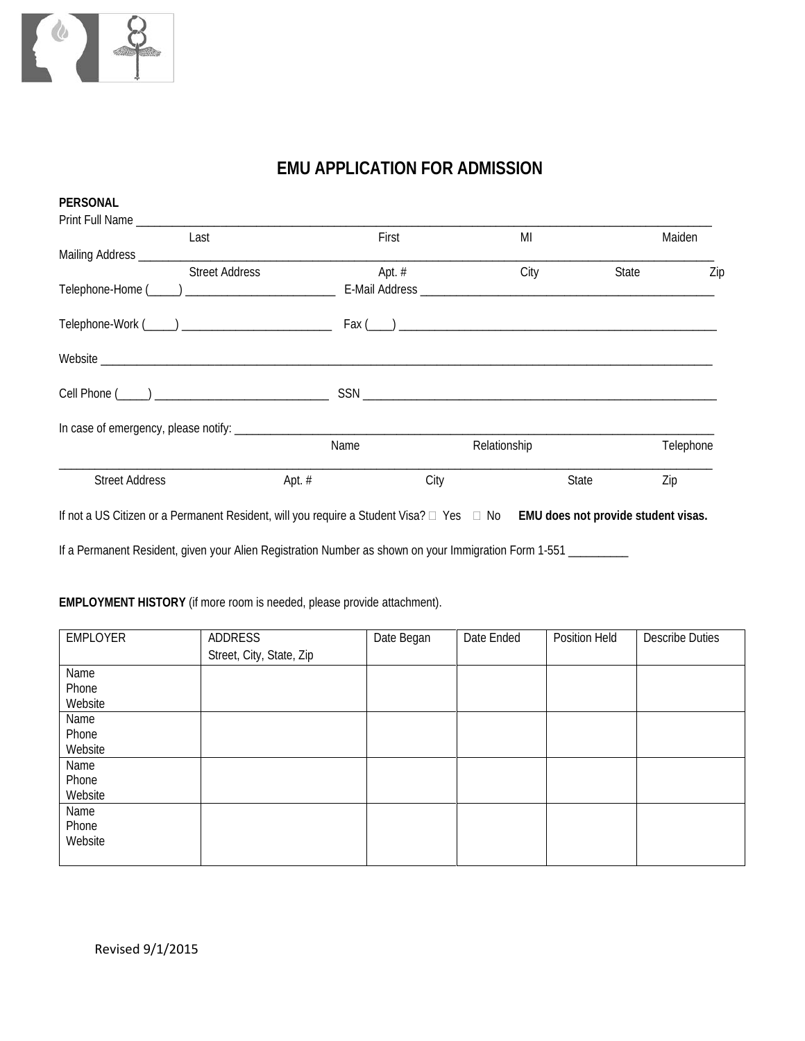# EMU APPLICATION FOR ADMISSION

**PERSONAL**

Print Full Name ______________________________________________________________________________

Last First MI Maiden

Mailing Address ______________________________________________________________________________

Street Address Apt. # City State Zip

Telephone-Home (_____) ________________________ E-Mail Address ______________________________________________

Telephone-Work (_____) ________________________ Fax (____) ______________________________________________

Website ______________________________________________________________________________

Cell Phone (_____) ____________________________ SSN ______________________________________________

In case of emergency, please notify: ______________________________________________________________

Name Relationship Telephone

______________________________________________________________________________

Street Address Apt. # City State Zip

If not a US Citizen or a Permanent Resident, will you require a Student Visa? ☐ Yes ☐ No **EMU does not provide student visas.**

If a Permanent Resident, given your Alien Registration Number as shown on your Immigration Form 1-551 _________

**EMPLOYMENT HISTORY** (if more room is needed, please provide attachment).

| EMPLOYER | ADDRESS Street, City, State, Zip | Date Began | Date Ended | Position Held | Describe Duties |
|---|---|---|---|---|---|
| Name Phone Website | | | | | |
| Name Phone Website | | | | | |
| Name Phone Website | | | | | |
| Name Phone Website | | | | | |

Revised 9/1/2015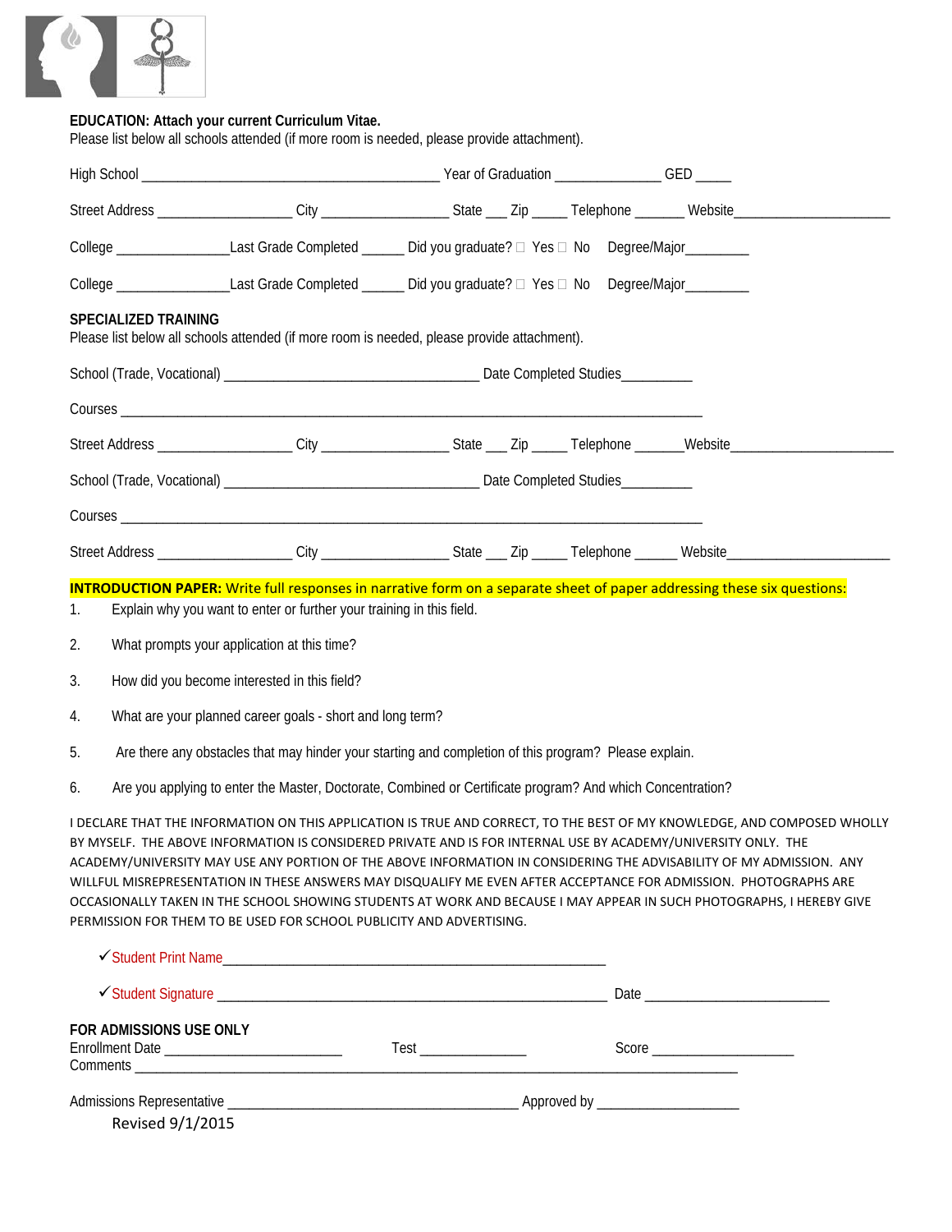**EDUCATION: Attach your current Curriculum Vitae.**
Please list below all schools attended (if more room is needed, please provide attachment).

High School ________________________________________ Year of Graduation ______________ GED _____

Street Address __________________ City _________________ State ___ Zip _____ Telephone _______ Website______________________

College _______________Last Grade Completed ______ Did you graduate? ☐ Yes ☐ No Degree/Major_________

College _______________Last Grade Completed ______ Did you graduate? ☐ Yes ☐ No Degree/Major_________

**SPECIALIZED TRAINING**
Please list below all schools attended (if more room is needed, please provide attachment).

School (Trade, Vocational) __________________________________ Date Completed Studies_________

Courses _____________________________________________________________________________

Street Address __________________ City _________________ State ___ Zip _____ Telephone ______Website_______________________

School (Trade, Vocational) __________________________________ Date Completed Studies_________

Courses _____________________________________________________________________________

Street Address __________________ City _________________ State ___ Zip _____ Telephone ______ Website_______________________

**INTRODUCTION PAPER:** Write full responses in narrative form on a separate sheet of paper addressing these six questions:

1. Explain why you want to enter or further your training in this field.
2. What prompts your application at this time?
3. How did you become interested in this field?
4. What are your planned career goals - short and long term?
5. Are there any obstacles that may hinder your starting and completion of this program? Please explain.
6. Are you applying to enter the Master, Doctorate, Combined or Certificate program? And which Concentration?

I DECLARE THAT THE INFORMATION ON THIS APPLICATION IS TRUE AND CORRECT, TO THE BEST OF MY KNOWLEDGE, AND COMPOSED WHOLLY BY MYSELF. THE ABOVE INFORMATION IS CONSIDERED PRIVATE AND IS FOR INTERNAL USE BY ACADEMY/UNIVERSITY ONLY. THE ACADEMY/UNIVERSITY MAY USE ANY PORTION OF THE ABOVE INFORMATION IN CONSIDERING THE ADVISABILITY OF MY ADMISSION. ANY WILLFUL MISREPRESENTATION IN THESE ANSWERS MAY DISQUALIFY ME EVEN AFTER ACCEPTANCE FOR ADMISSION. PHOTOGRAPHS ARE OCCASIONALLY TAKEN IN THE SCHOOL SHOWING STUDENTS AT WORK AND BECAUSE I MAY APPEAR IN SUCH PHOTOGRAPHS, I HEREBY GIVE PERMISSION FOR THEM TO BE USED FOR SCHOOL PUBLICITY AND ADVERTISING.

✓Student Print Name___________________________________________________

✓Student Signature ____________________________________________________ Date _________________________

**FOR ADMISSIONS USE ONLY**
Enrollment Date ________________________ Test ______________ Score ___________________
Comments ___________________________________________________________________________

Admissions Representative ________________________________________ Approved by ___________________

Revised 9/1/2015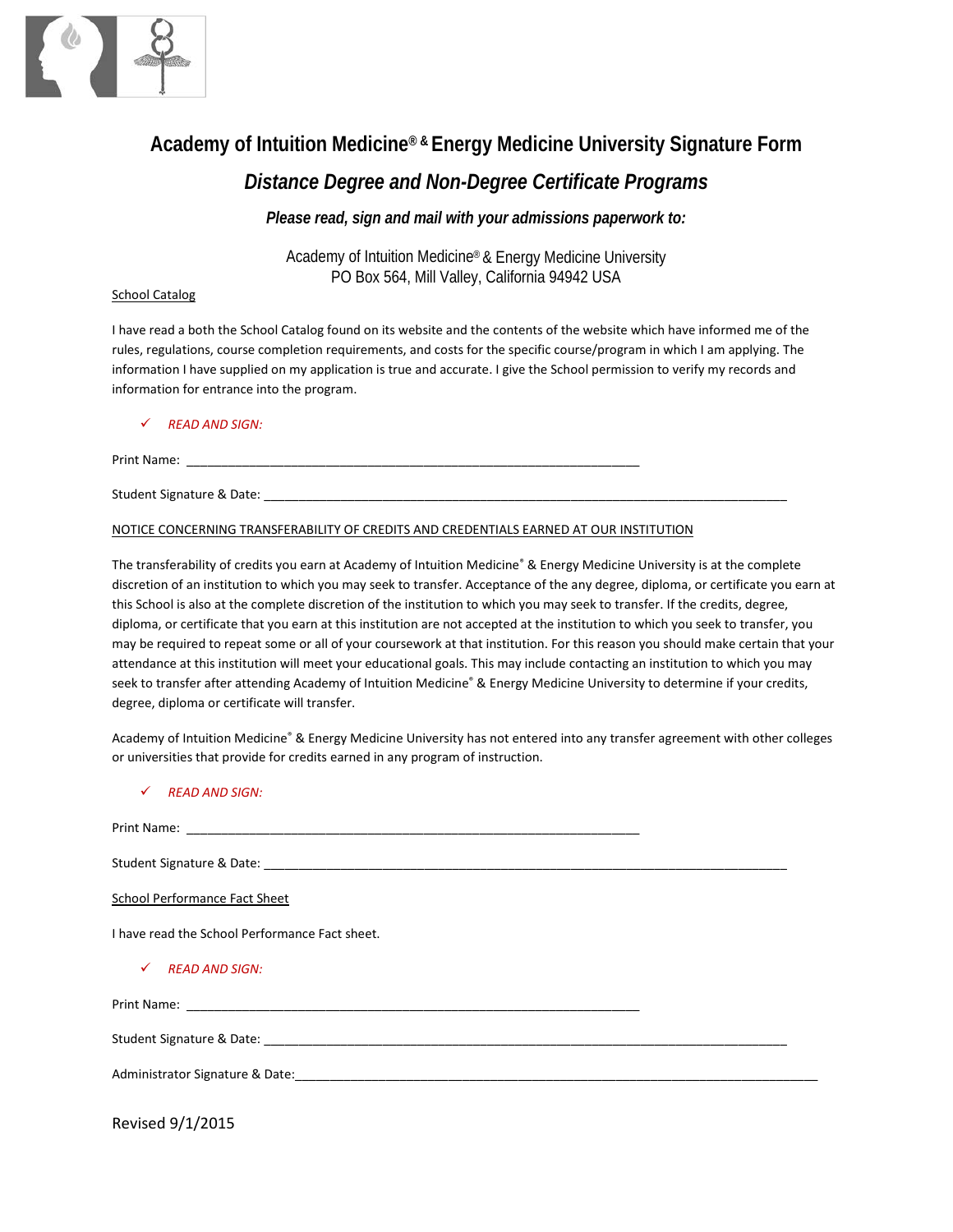# Academy of Intuition Medicine® & Energy Medicine University Signature Form

## *Distance Degree and Non-Degree Certificate Programs*

***Please read, sign and mail with your admissions paperwork to:***

Academy of Intuition Medicine® & Energy Medicine University
PO Box 564, Mill Valley, California 94942 USA

<u>School Catalog</u>

I have read a both the School Catalog found on its website and the contents of the website which have informed me of the rules, regulations, course completion requirements, and costs for the specific course/program in which I am applying. The information I have supplied on my application is true and accurate. I give the School permission to verify my records and information for entrance into the program.

✓ *READ AND SIGN:*

Print Name: ___________________________________________________________________

Student Signature & Date: ______________________________________________________________________________

<u>NOTICE CONCERNING TRANSFERABILITY OF CREDITS AND CREDENTIALS EARNED AT OUR INSTITUTION</u>

The transferability of credits you earn at Academy of Intuition Medicine® & Energy Medicine University is at the complete discretion of an institution to which you may seek to transfer. Acceptance of the any degree, diploma, or certificate you earn at this School is also at the complete discretion of the institution to which you may seek to transfer. If the credits, degree, diploma, or certificate that you earn at this institution are not accepted at the institution to which you seek to transfer, you may be required to repeat some or all of your coursework at that institution. For this reason you should make certain that your attendance at this institution will meet your educational goals. This may include contacting an institution to which you may seek to transfer after attending Academy of Intuition Medicine® & Energy Medicine University to determine if your credits, degree, diploma or certificate will transfer.

Academy of Intuition Medicine® & Energy Medicine University has not entered into any transfer agreement with other colleges or universities that provide for credits earned in any program of instruction.

✓ *READ AND SIGN:*

Print Name: ___________________________________________________________________

Student Signature & Date: ______________________________________________________________________________

<u>School Performance Fact Sheet</u>

I have read the School Performance Fact sheet.

✓ *READ AND SIGN:*

Print Name: ___________________________________________________________________

Student Signature & Date: ______________________________________________________________________________

Administrator Signature & Date:______________________________________________________________________________

Revised 9/1/2015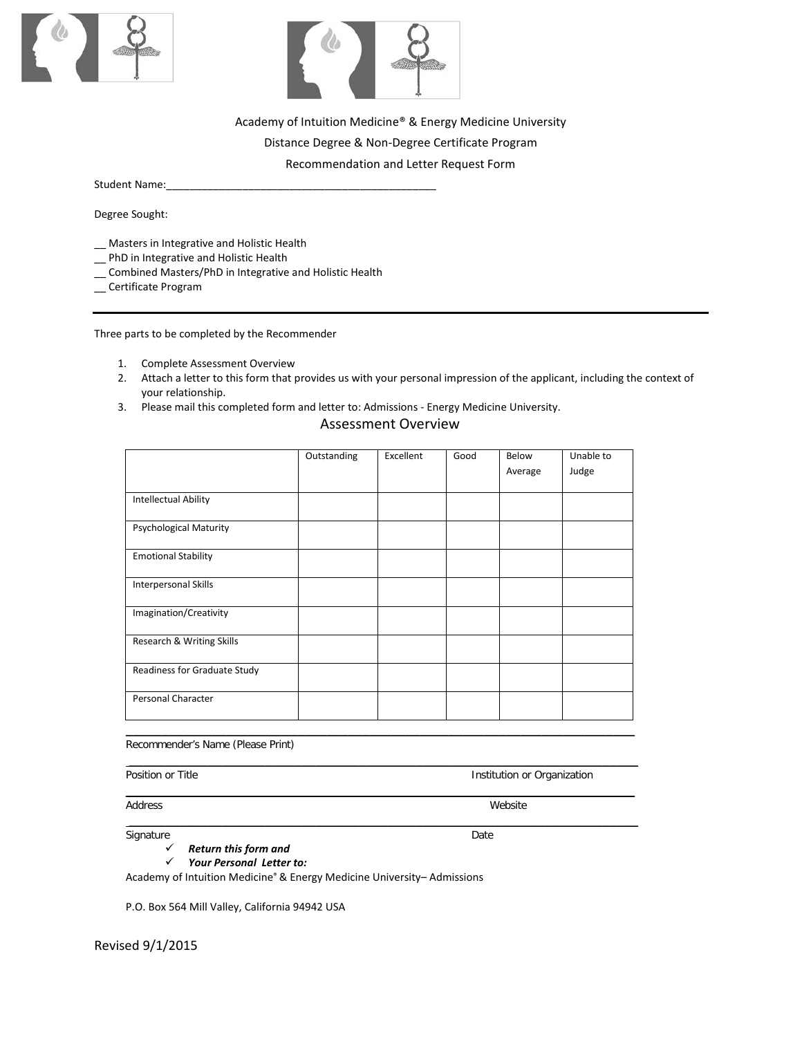Academy of Intuition Medicine® & Energy Medicine University

Distance Degree & Non-Degree Certificate Program

Recommendation and Letter Request Form

Student Name:_______________________________________________

Degree Sought:

__ Masters in Integrative and Holistic Health
__ PhD in Integrative and Holistic Health
__ Combined Masters/PhD in Integrative and Holistic Health
__ Certificate Program

---

Three parts to be completed by the Recommender

1. Complete Assessment Overview
2. Attach a letter to this form that provides us with your personal impression of the applicant, including the context of your relationship.
3. Please mail this completed form and letter to: Admissions - Energy Medicine University.

## Assessment Overview

| | Outstanding | Excellent | Good | Below Average | Unable to Judge |
|---|---|---|---|---|---|
| Intellectual Ability | | | | | |
| Psychological Maturity | | | | | |
| Emotional Stability | | | | | |
| Interpersonal Skills | | | | | |
| Imagination/Creativity | | | | | |
| Research & Writing Skills | | | | | |
| Readiness for Graduate Study | | | | | |
| Personal Character | | | | | |

_______________________________________________
Recommender's Name (Please Print)

_______________________________________________
Position or Title Institution or Organization

_______________________________________________
Address Website

_______________________________________________
Signature Date

- ✓ ***Return this form and***
- ✓ ***Your Personal Letter to:***

Academy of Intuition Medicine® & Energy Medicine University– Admissions

P.O. Box 564 Mill Valley, California 94942 USA

Revised 9/1/2015